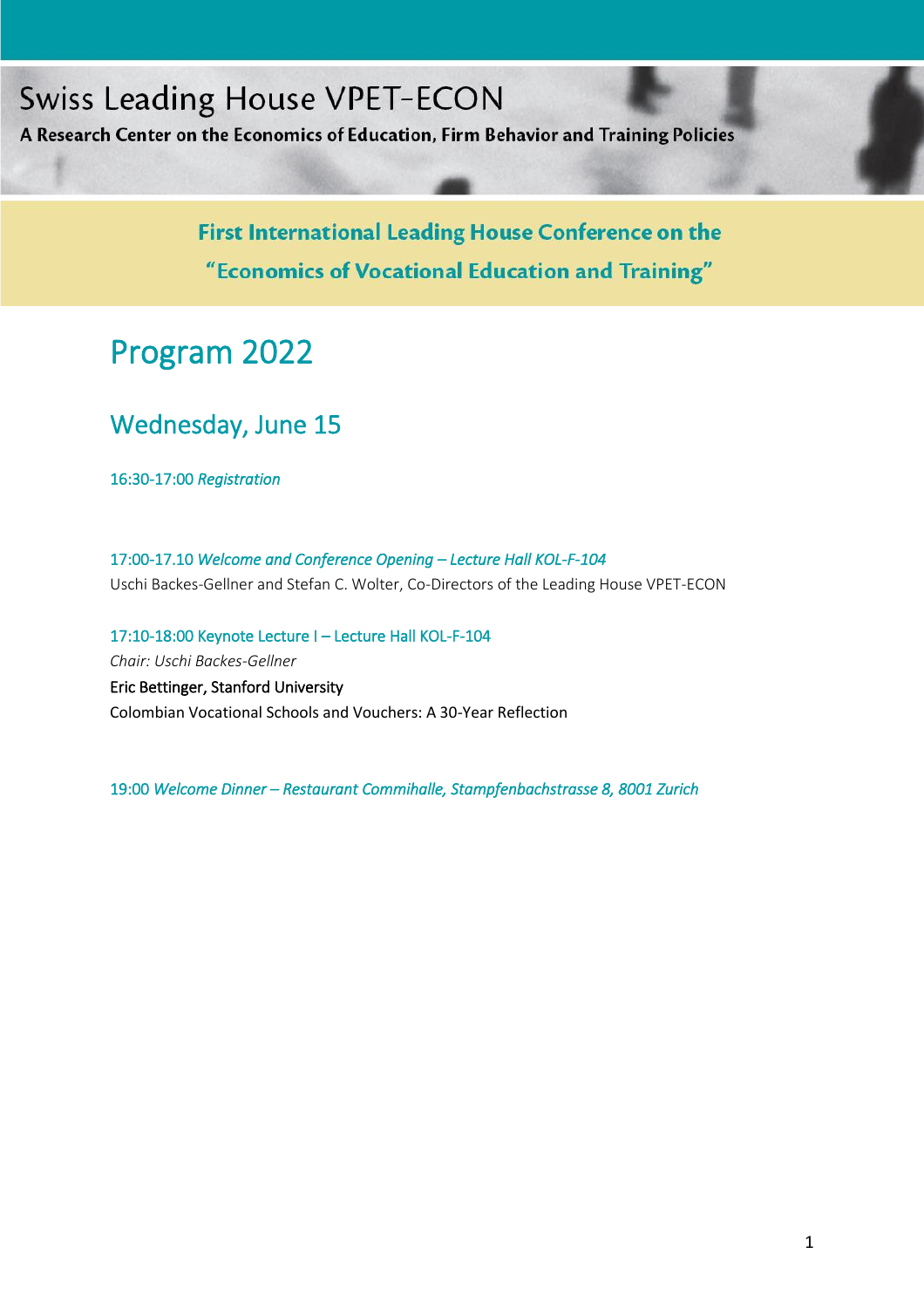Swiss Leading House VPET-ECON

**A Research Center on the Economics of Education, Firm Behavior and Training Policies**

**First International Leading House Conference on the "Economics of Vocational Education and Training"**

# Program 2022

## Wednesday, June 15

16:30-17:00 *Registration*

17:00-17.10 *Welcome and Conference Opening – Lecture Hall KOL-F-104*
Uschi Backes-Gellner and Stefan C. Wolter, Co-Directors of the Leading House VPET-ECON

17:10-18:00 Keynote Lecture I – Lecture Hall KOL-F-104
*Chair: Uschi Backes-Gellner*
Eric Bettinger, Stanford University
Colombian Vocational Schools and Vouchers: A 30-Year Reflection

19:00 *Welcome Dinner – Restaurant Commihalle, Stampfenbachstrasse 8, 8001 Zurich*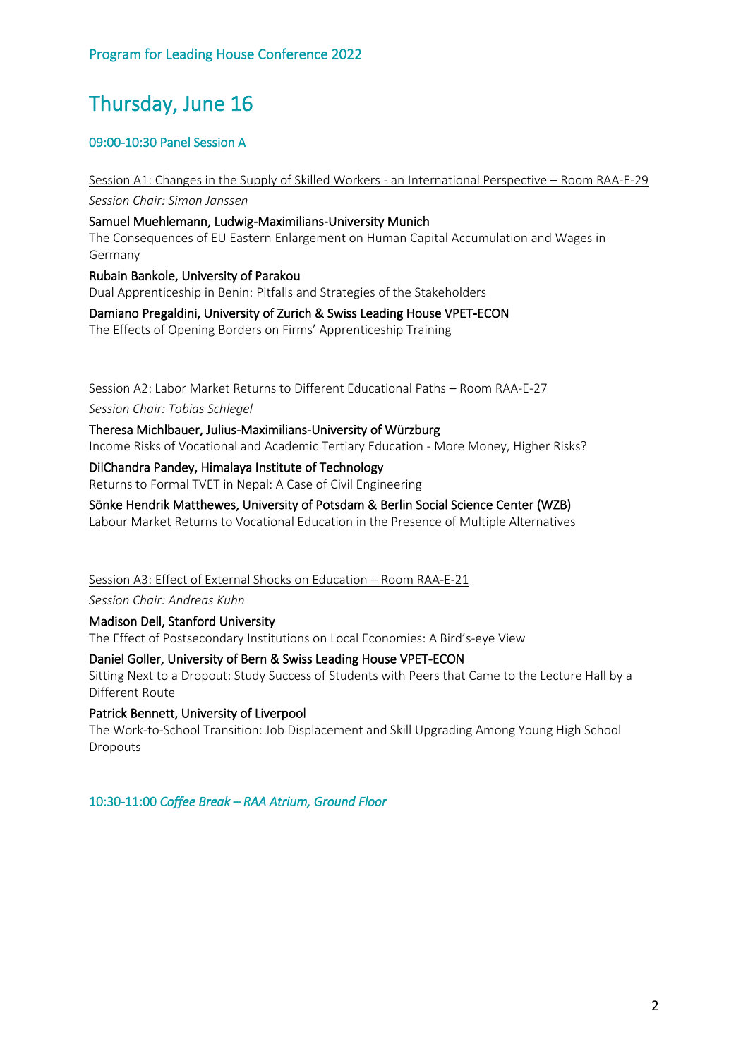Program for Leading House Conference 2022

# Thursday, June 16

## 09:00-10:30 Panel Session A

### Session A1: Changes in the Supply of Skilled Workers - an International Perspective – Room RAA-E-29

*Session Chair: Simon Janssen*

**Samuel Muehlemann, Ludwig-Maximilians-University Munich**
The Consequences of EU Eastern Enlargement on Human Capital Accumulation and Wages in Germany

**Rubain Bankole, University of Parakou**
Dual Apprenticeship in Benin: Pitfalls and Strategies of the Stakeholders

**Damiano Pregaldini, University of Zurich & Swiss Leading House VPET-ECON**
The Effects of Opening Borders on Firms' Apprenticeship Training

### Session A2: Labor Market Returns to Different Educational Paths – Room RAA-E-27

*Session Chair: Tobias Schlegel*

**Theresa Michlbauer, Julius-Maximilians-University of Würzburg**
Income Risks of Vocational and Academic Tertiary Education - More Money, Higher Risks?

**DilChandra Pandey, Himalaya Institute of Technology**
Returns to Formal TVET in Nepal: A Case of Civil Engineering

**Sönke Hendrik Matthewes, University of Potsdam & Berlin Social Science Center (WZB)**
Labour Market Returns to Vocational Education in the Presence of Multiple Alternatives

### Session A3: Effect of External Shocks on Education – Room RAA-E-21

*Session Chair: Andreas Kuhn*

**Madison Dell, Stanford University**
The Effect of Postsecondary Institutions on Local Economies: A Bird's-eye View

**Daniel Goller, University of Bern & Swiss Leading House VPET-ECON**
Sitting Next to a Dropout: Study Success of Students with Peers that Came to the Lecture Hall by a Different Route

**Patrick Bennett, University of Liverpool**
The Work-to-School Transition: Job Displacement and Skill Upgrading Among Young High School Dropouts

## 10:30-11:00 *Coffee Break – RAA Atrium, Ground Floor*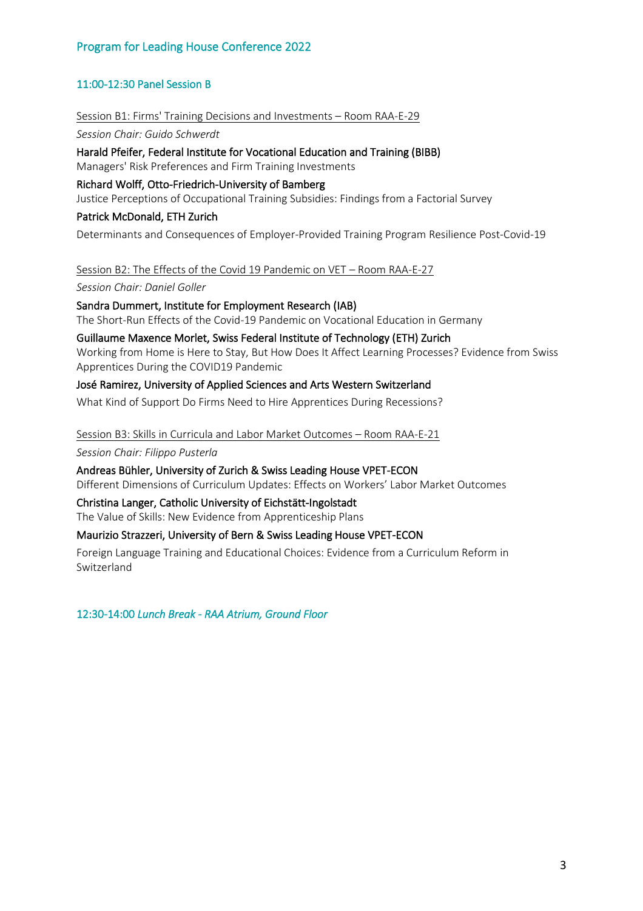## Program for Leading House Conference 2022

### 11:00-12:30 Panel Session B

Session B1: Firms' Training Decisions and Investments – Room RAA-E-29

*Session Chair: Guido Schwerdt*

**Harald Pfeifer, Federal Institute for Vocational Education and Training (BIBB)**
Managers' Risk Preferences and Firm Training Investments

**Richard Wolff, Otto-Friedrich-University of Bamberg**
Justice Perceptions of Occupational Training Subsidies: Findings from a Factorial Survey

**Patrick McDonald, ETH Zurich**
Determinants and Consequences of Employer-Provided Training Program Resilience Post-Covid-19

Session B2: The Effects of the Covid 19 Pandemic on VET – Room RAA-E-27

*Session Chair: Daniel Goller*

**Sandra Dummert, Institute for Employment Research (IAB)**
The Short-Run Effects of the Covid-19 Pandemic on Vocational Education in Germany

**Guillaume Maxence Morlet, Swiss Federal Institute of Technology (ETH) Zurich**
Working from Home is Here to Stay, But How Does It Affect Learning Processes? Evidence from Swiss Apprentices During the COVID19 Pandemic

**José Ramirez, University of Applied Sciences and Arts Western Switzerland**
What Kind of Support Do Firms Need to Hire Apprentices During Recessions?

Session B3: Skills in Curricula and Labor Market Outcomes – Room RAA-E-21

*Session Chair: Filippo Pusterla*

**Andreas Bühler, University of Zurich & Swiss Leading House VPET-ECON**
Different Dimensions of Curriculum Updates: Effects on Workers' Labor Market Outcomes

**Christina Langer, Catholic University of Eichstätt-Ingolstadt**
The Value of Skills: New Evidence from Apprenticeship Plans

**Maurizio Strazzeri, University of Bern & Swiss Leading House VPET-ECON**
Foreign Language Training and Educational Choices: Evidence from a Curriculum Reform in Switzerland

12:30-14:00 *Lunch Break - RAA Atrium, Ground Floor*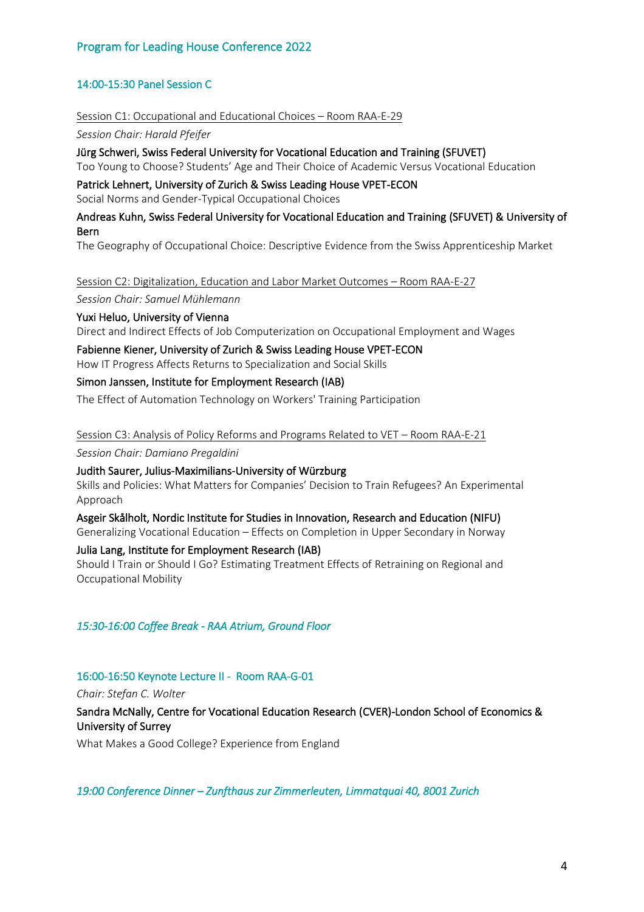## Program for Leading House Conference 2022

### 14:00-15:30 Panel Session C

Session C1: Occupational and Educational Choices – Room RAA-E-29

*Session Chair: Harald Pfeifer*

Jürg Schweri, Swiss Federal University for Vocational Education and Training (SFUVET)
Too Young to Choose? Students' Age and Their Choice of Academic Versus Vocational Education

Patrick Lehnert, University of Zurich & Swiss Leading House VPET-ECON
Social Norms and Gender-Typical Occupational Choices

Andreas Kuhn, Swiss Federal University for Vocational Education and Training (SFUVET) & University of Bern
The Geography of Occupational Choice: Descriptive Evidence from the Swiss Apprenticeship Market

Session C2: Digitalization, Education and Labor Market Outcomes – Room RAA-E-27

*Session Chair: Samuel Mühlemann*

Yuxi Heluo, University of Vienna
Direct and Indirect Effects of Job Computerization on Occupational Employment and Wages

Fabienne Kiener, University of Zurich & Swiss Leading House VPET-ECON
How IT Progress Affects Returns to Specialization and Social Skills

Simon Janssen, Institute for Employment Research (IAB)
The Effect of Automation Technology on Workers' Training Participation

Session C3: Analysis of Policy Reforms and Programs Related to VET – Room RAA-E-21

*Session Chair: Damiano Pregaldini*

Judith Saurer, Julius-Maximilians-University of Würzburg
Skills and Policies: What Matters for Companies' Decision to Train Refugees? An Experimental Approach

Asgeir Skålholt, Nordic Institute for Studies in Innovation, Research and Education (NIFU)
Generalizing Vocational Education – Effects on Completion in Upper Secondary in Norway

Julia Lang, Institute for Employment Research (IAB)
Should I Train or Should I Go? Estimating Treatment Effects of Retraining on Regional and Occupational Mobility

*15:30-16:00 Coffee Break - RAA Atrium, Ground Floor*

### 16:00-16:50 Keynote Lecture II - Room RAA-G-01

*Chair: Stefan C. Wolter*

Sandra McNally, Centre for Vocational Education Research (CVER)-London School of Economics & University of Surrey
What Makes a Good College? Experience from England

*19:00 Conference Dinner – Zunfthaus zur Zimmerleuten, Limmatquai 40, 8001 Zurich*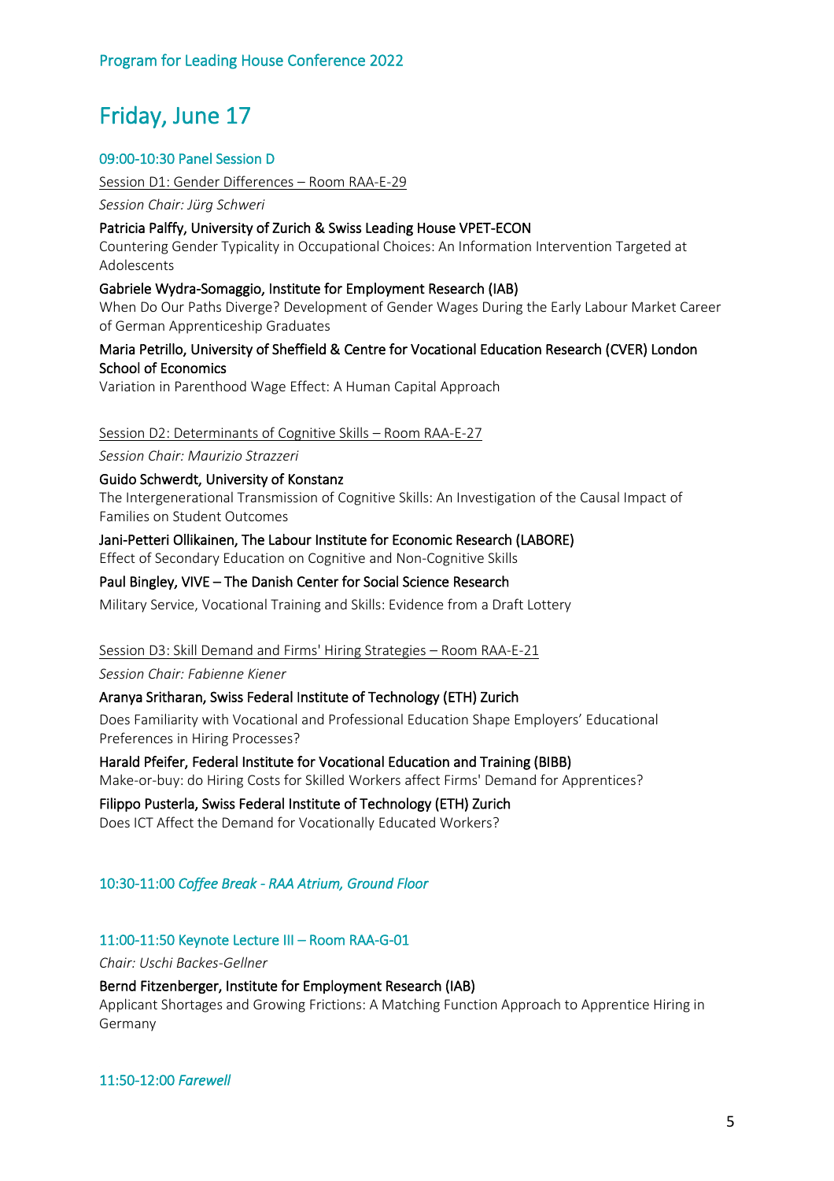Program for Leading House Conference 2022

# Friday, June 17

### 09:00-10:30 Panel Session D

Session D1: Gender Differences – Room RAA-E-29

*Session Chair: Jürg Schweri*

Patricia Palffy, University of Zurich & Swiss Leading House VPET-ECON
Countering Gender Typicality in Occupational Choices: An Information Intervention Targeted at Adolescents

Gabriele Wydra-Somaggio, Institute for Employment Research (IAB)
When Do Our Paths Diverge? Development of Gender Wages During the Early Labour Market Career of German Apprenticeship Graduates

Maria Petrillo, University of Sheffield & Centre for Vocational Education Research (CVER) London School of Economics
Variation in Parenthood Wage Effect: A Human Capital Approach

Session D2: Determinants of Cognitive Skills – Room RAA-E-27

*Session Chair: Maurizio Strazzeri*

Guido Schwerdt, University of Konstanz
The Intergenerational Transmission of Cognitive Skills: An Investigation of the Causal Impact of Families on Student Outcomes

Jani-Petteri Ollikainen, The Labour Institute for Economic Research (LABORE)
Effect of Secondary Education on Cognitive and Non-Cognitive Skills

Paul Bingley, VIVE – The Danish Center for Social Science Research
Military Service, Vocational Training and Skills: Evidence from a Draft Lottery

Session D3: Skill Demand and Firms' Hiring Strategies – Room RAA-E-21

*Session Chair: Fabienne Kiener*

Aranya Sritharan, Swiss Federal Institute of Technology (ETH) Zurich
Does Familiarity with Vocational and Professional Education Shape Employers' Educational Preferences in Hiring Processes?

Harald Pfeifer, Federal Institute for Vocational Education and Training (BIBB)
Make-or-buy: do Hiring Costs for Skilled Workers affect Firms' Demand for Apprentices?

Filippo Pusterla, Swiss Federal Institute of Technology (ETH) Zurich
Does ICT Affect the Demand for Vocationally Educated Workers?

### 10:30-11:00 *Coffee Break - RAA Atrium, Ground Floor*

### 11:00-11:50 Keynote Lecture III – Room RAA-G-01

*Chair: Uschi Backes-Gellner*

Bernd Fitzenberger, Institute for Employment Research (IAB)
Applicant Shortages and Growing Frictions: A Matching Function Approach to Apprentice Hiring in Germany

### 11:50-12:00 *Farewell*